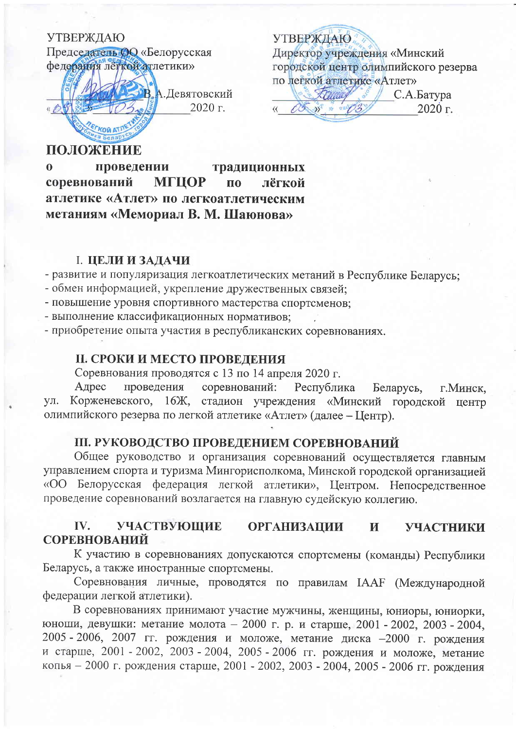УТВЕРЖДАЮ
Председатель ОО «Белорусская федерация лёгкой атлетики»
_____________ В.А.Девятовский
«05» 03 2020 г.

УТВЕРЖДАЮ
Директор учреждения «Минский городской центр олимпийского резерва по легкой атлетике «Атлет»
_____________ С.А.Батура
«05» 03 2020 г.

# ПОЛОЖЕНИЕ
# о проведении традиционных соревнований МГЦОР по лёгкой атлетике «Атлет» по легкоатлетическим метаниям «Мемориал В. М. Шаюнова»

## I. ЦЕЛИ И ЗАДАЧИ

- развитие и популяризация легкоатлетических метаний в Республике Беларусь;
- обмен информацией, укрепление дружественных связей;
- повышение уровня спортивного мастерства спортсменов;
- выполнение классификационных нормативов;
- приобретение опыта участия в республиканских соревнованиях.

## II. СРОКИ И МЕСТО ПРОВЕДЕНИЯ

Соревнования проводятся с 13 по 14 апреля 2020 г.

Адрес проведения соревнований: Республика Беларусь, г.Минск, ул. Корженевского, 16Ж, стадион учреждения «Минский городской центр олимпийского резерва по легкой атлетике «Атлет» (далее – Центр).

## III. РУКОВОДСТВО ПРОВЕДЕНИЕМ СОРЕВНОВАНИЙ

Общее руководство и организация соревнований осуществляется главным управлением спорта и туризма Мингорисполкома, Минской городской организацией «ОО Белорусская федерация легкой атлетики», Центром. Непосредственное проведение соревнований возлагается на главную судейскую коллегию.

## IV. УЧАСТВУЮЩИЕ ОРГАНИЗАЦИИ И УЧАСТНИКИ СОРЕВНОВАНИЙ

К участию в соревнованиях допускаются спортсмены (команды) Республики Беларусь, а также иностранные спортсмены.

Соревнования личные, проводятся по правилам IAAF (Международной федерации легкой атлетики).

В соревнованиях принимают участие мужчины, женщины, юниоры, юниорки, юноши, девушки: метание молота – 2000 г. р. и старше, 2001 - 2002, 2003 - 2004, 2005 - 2006, 2007 гг. рождения и моложе, метание диска –2000 г. рождения и старше, 2001 - 2002, 2003 - 2004, 2005 - 2006 гг. рождения и моложе, метание копья – 2000 г. рождения старше, 2001 - 2002, 2003 - 2004, 2005 - 2006 гг. рождения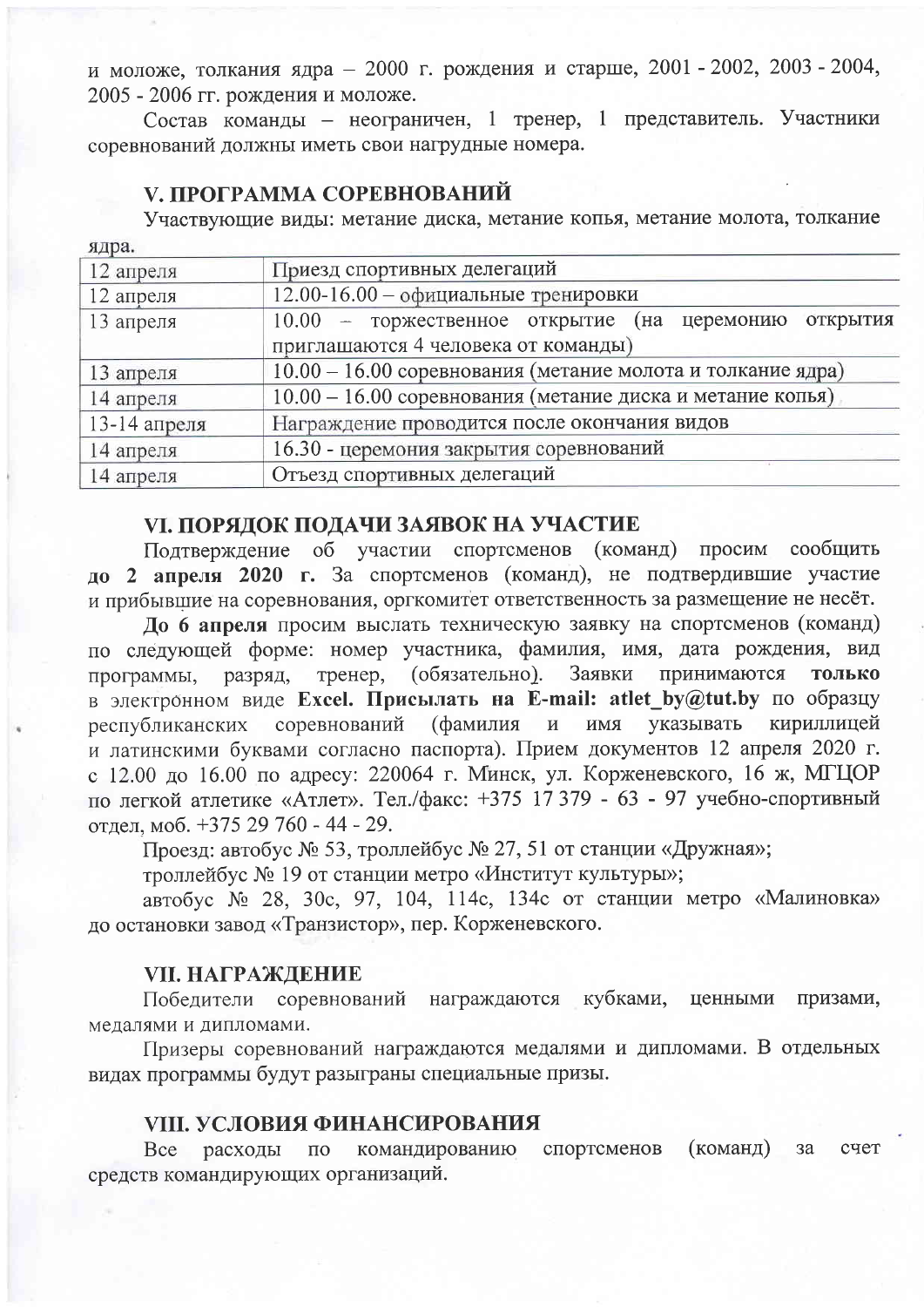и моложе, толкания ядра – 2000 г. рождения и старше, 2001 - 2002, 2003 - 2004, 2005 - 2006 гг. рождения и моложе.

Состав команды – неограничен, 1 тренер, 1 представитель. Участники соревнований должны иметь свои нагрудные номера.

## V. ПРОГРАММА СОРЕВНОВАНИЙ

Участвующие виды: метание диска, метание копья, метание молота, толкание ядра.

| | |
|---|---|
| 12 апреля | Приезд спортивных делегаций |
| 12 апреля | 12.00-16.00 – официальные тренировки |
| 13 апреля | 10.00 – торжественное открытие (на церемонию открытия приглашаются 4 человека от команды) |
| 13 апреля | 10.00 – 16.00 соревнования (метание молота и толкание ядра) |
| 14 апреля | 10.00 – 16.00 соревнования (метание диска и метание копья) |
| 13-14 апреля | Награждение проводится после окончания видов |
| 14 апреля | 16.30 - церемония закрытия соревнований |
| 14 апреля | Отъезд спортивных делегаций |

## VI. ПОРЯДОК ПОДАЧИ ЗАЯВОК НА УЧАСТИЕ

Подтверждение об участии спортсменов (команд) просим сообщить **до 2 апреля 2020 г.** За спортсменов (команд), не подтвердившие участие и прибывшие на соревнования, оргкомитет ответственность за размещение не несёт.

**До 6 апреля** просим выслать техническую заявку на спортсменов (команд) по следующей форме: номер участника, фамилия, имя, дата рождения, вид программы, разряд, тренер, (обязательно). Заявки принимаются **только** в электронном виде **Excel. Присылать на E-mail: atlet_by@tut.by** по образцу республиканских соревнований (фамилия и имя указывать кириллицей и латинскими буквами согласно паспорта). Прием документов 12 апреля 2020 г. с 12.00 до 16.00 по адресу: 220064 г. Минск, ул. Корженевского, 16 ж, МГЦОР по легкой атлетике «Атлет». Тел./факс: +375 17 379 - 63 - 97 учебно-спортивный отдел, моб. +375 29 760 - 44 - 29.

Проезд: автобус № 53, троллейбус № 27, 51 от станции «Дружная»;

троллейбус № 19 от станции метро «Институт культуры»;

автобус № 28, 30с, 97, 104, 114с, 134с от станции метро «Малиновка» до остановки завод «Транзистор», пер. Корженевского.

## VII. НАГРАЖДЕНИЕ

Победители соревнований награждаются кубками, ценными призами, медалями и дипломами.

Призеры соревнований награждаются медалями и дипломами. В отдельных видах программы будут разыграны специальные призы.

## VIII. УСЛОВИЯ ФИНАНСИРОВАНИЯ

Все расходы по командированию спортсменов (команд) за счет средств командирующих организаций.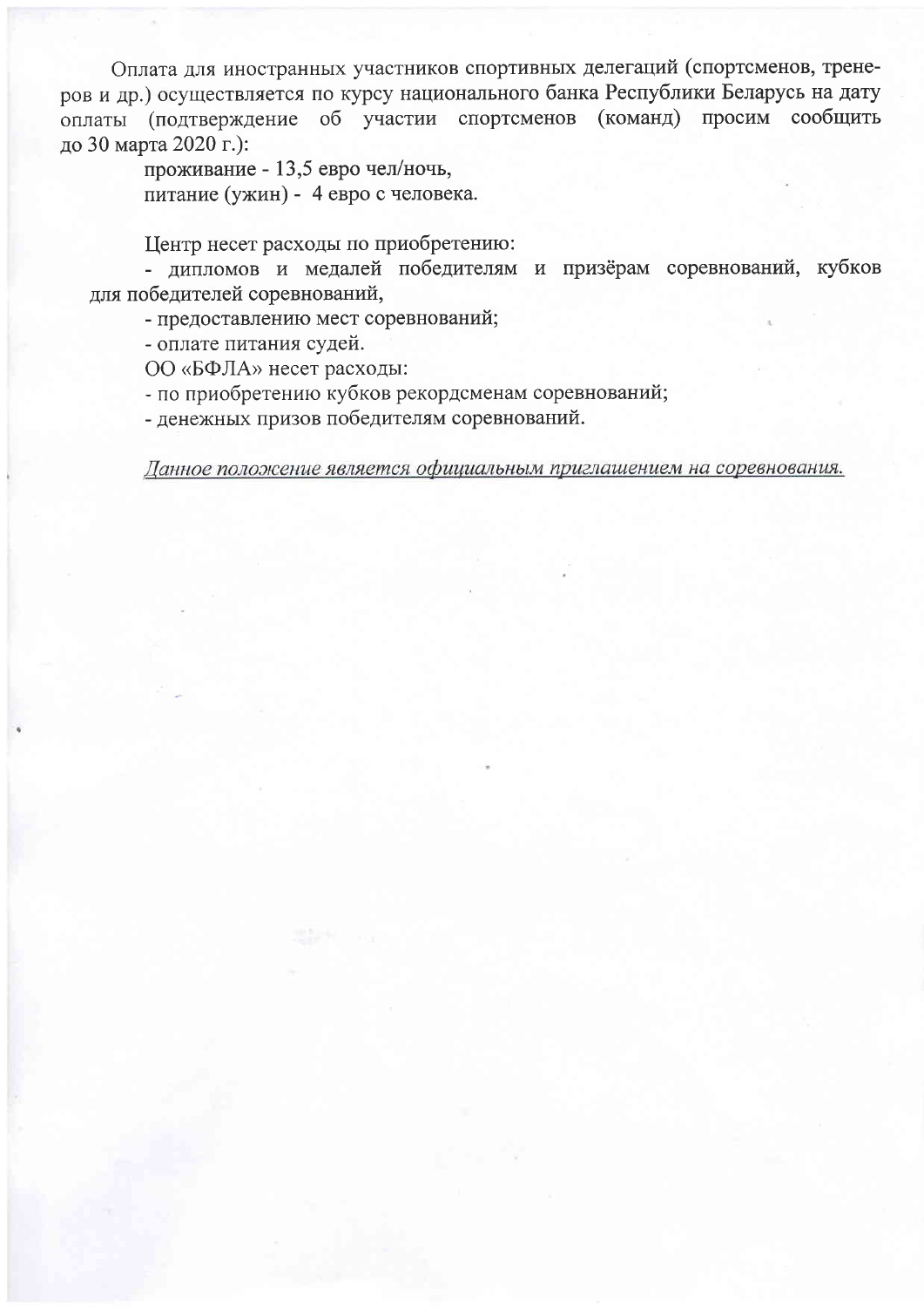Оплата для иностранных участников спортивных делегаций (спортсменов, тренеров и др.) осуществляется по курсу национального банка Республики Беларусь на дату оплаты (подтверждение об участии спортсменов (команд) просим сообщить до 30 марта 2020 г.):

проживание - 13,5 евро чел/ночь,

питание (ужин) - 4 евро с человека.

Центр несет расходы по приобретению:

- дипломов и медалей победителям и призёрам соревнований, кубков для победителей соревнований,
- предоставлению мест соревнований;
- оплате питания судей.

ОО «БФЛА» несет расходы:

- по приобретению кубков рекордсменам соревнований;
- денежных призов победителям соревнований.

*Данное положение является официальным приглашением на соревнования.*